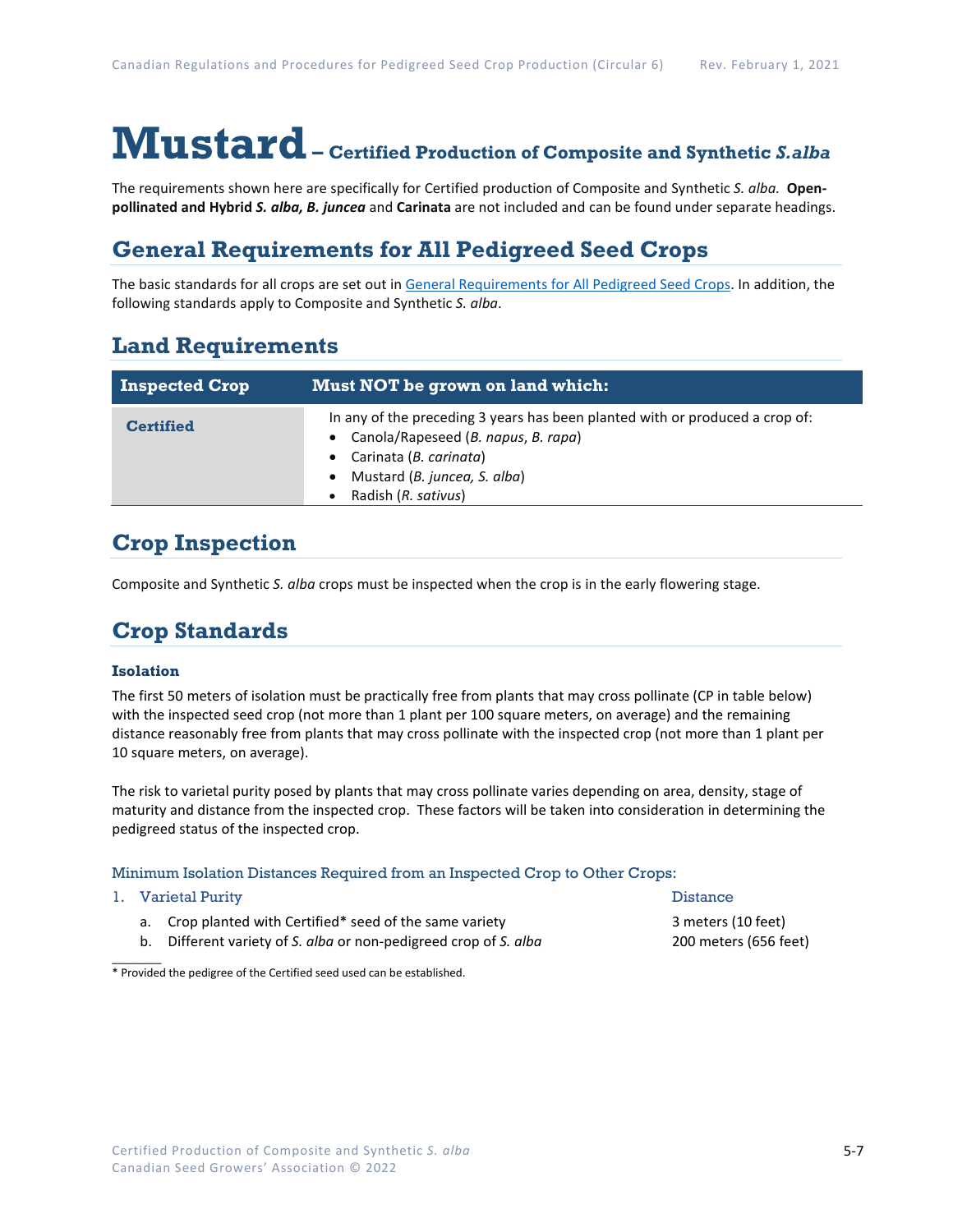# Mustard – Certified Production of Composite and Synthetic *S.alba*

The requirements shown here are specifically for Certified production of Composite and Synthetic *S. alba*. **Open-pollinated and Hybrid *S. alba, B. juncea*** and **Carinata** are not included and can be found under separate headings.

## General Requirements for All Pedigreed Seed Crops

The basic standards for all crops are set out in General Requirements for All Pedigreed Seed Crops. In addition, the following standards apply to Composite and Synthetic *S. alba*.

## Land Requirements

| Inspected Crop | Must NOT be grown on land which: |
|---|---|
| **Certified** | In any of the preceding 3 years has been planted with or produced a crop of:<br>• Canola/Rapeseed (*B. napus*, *B. rapa*)<br>• Carinata (*B. carinata*)<br>• Mustard (*B. juncea, S. alba*)<br>• Radish (*R. sativus*) |

## Crop Inspection

Composite and Synthetic *S. alba* crops must be inspected when the crop is in the early flowering stage.

## Crop Standards

### Isolation

The first 50 meters of isolation must be practically free from plants that may cross pollinate (CP in table below) with the inspected seed crop (not more than 1 plant per 100 square meters, on average) and the remaining distance reasonably free from plants that may cross pollinate with the inspected crop (not more than 1 plant per 10 square meters, on average).

The risk to varietal purity posed by plants that may cross pollinate varies depending on area, density, stage of maturity and distance from the inspected crop. These factors will be taken into consideration in determining the pedigreed status of the inspected crop.

#### Minimum Isolation Distances Required from an Inspected Crop to Other Crops:

| 1. Varietal Purity | Distance |
|---|---|
| a. Crop planted with Certified* seed of the same variety | 3 meters (10 feet) |
| b. Different variety of *S. alba* or non-pedigreed crop of *S. alba* | 200 meters (656 feet) |

\* Provided the pedigree of the Certified seed used can be established.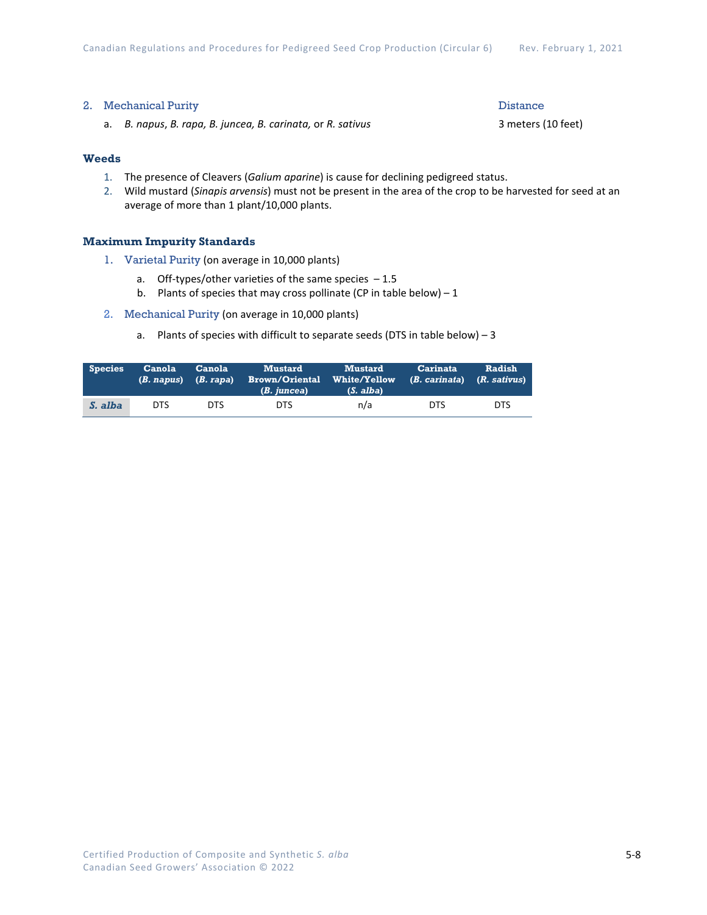2. Mechanical Purity — Distance

   a. *B. napus*, *B. rapa*, *B. juncea*, *B. carinata*, or *R. sativus* — 3 meters (10 feet)

### Weeds

1. The presence of Cleavers (*Galium aparine*) is cause for declining pedigreed status.
2. Wild mustard (*Sinapis arvensis*) must not be present in the area of the crop to be harvested for seed at an average of more than 1 plant/10,000 plants.

### Maximum Impurity Standards

1. Varietal Purity (on average in 10,000 plants)
   a. Off-types/other varieties of the same species – 1.5
   b. Plants of species that may cross pollinate (CP in table below) – 1
2. Mechanical Purity (on average in 10,000 plants)
   a. Plants of species with difficult to separate seeds (DTS in table below) – 3

| Species | Canola (*B. napus*) | Canola (*B. rapa*) | Mustard Brown/Oriental (*B. juncea*) | Mustard White/Yellow (*S. alba*) | Carinata (*B. carinata*) | Radish (*R. sativus*) |
|---|---|---|---|---|---|---|
| ***S. alba*** | DTS | DTS | DTS | n/a | DTS | DTS |